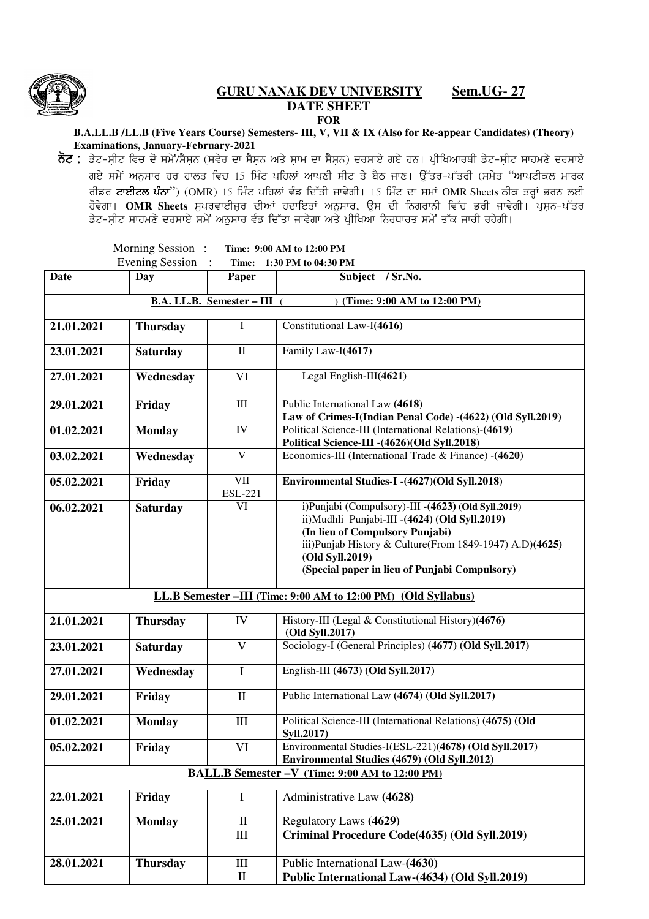## GURU NANAK DEV UNIVERSITY   Sem.UG- 27

### DATE SHEET

**FOR**

**B.A.LL.B /LL.B (Five Years Course) Semesters- III, V, VII & IX (Also for Re-appear Candidates) (Theory) Examinations, January-February-2021**

**ਨੋਟ :** ਡੇਟ-ਸ਼ੀਟ ਵਿਚ ਦੋ ਸਮੇਂ/ਸੈਸ਼ਨ (ਸਵੇਰ ਦਾ ਸੈਸ਼ਨ ਅਤੇ ਸ਼ਾਮ ਦਾ ਸੈਸ਼ਨ) ਦਰਸਾਏ ਗਏ ਹਨ। ਪ੍ਰੀਖਿਆਰਥੀ ਡੇਟ-ਸ਼ੀਟ ਸਾਹਮਣੇ ਦਰਸਾਏ ਗਏ ਸਮੇਂ ਅਨੁਸਾਰ ਹਰ ਹਾਲਤ ਵਿਚ 15 ਮਿੰਟ ਪਹਿਲਾਂ ਆਪਣੀ ਸੀਟ ਤੇ ਬੈਠ ਜਾਣ। ਉੱਤਰ-ਪੱਤਰੀ (ਸਮੇਤ "ਆਪਟੀਕਲ ਮਾਰਕ ਰੀਡਰ **ਟਾਈਟਲ ਪੰਨਾ**") (OMR) 15 ਮਿੰਟ ਪਹਿਲਾਂ ਵੰਡ ਦਿੱਤੀ ਜਾਵੇਗੀ। 15 ਮਿੰਟ ਦਾ ਸਮਾਂ OMR Sheets ਠੀਕ ਤਰ੍ਹਾਂ ਭਰਨ ਲਈ ਹੋਵੇਗਾ। **OMR Sheets** ਸੁਪਰਵਾਈਜ਼ਰ ਦੀਆਂ ਹਦਾਇਤਾਂ ਅਨੁਸਾਰ, ਉਸ ਦੀ ਨਿਗਰਾਨੀ ਵਿੱਚ ਭਰੀ ਜਾਵੇਗੀ। ਪ੍ਰਸ਼ਨ-ਪੱਤਰ ਡੇਟ-ਸ਼ੀਟ ਸਾਹਮਣੇ ਦਰਸਾਏ ਸਮੇਂ ਅਨੁਸਾਰ ਵੰਡ ਦਿੱਤਾ ਜਾਵੇਗਾ ਅਤੇ ਪ੍ਰੀਖਿਆ ਨਿਰਧਾਰਤ ਸਮੇਂ ਤੱਕ ਜਾਰੀ ਰਹੇਗੀ।

Morning Session : **Time: 9:00 AM to 12:00 PM**
Evening Session : **Time: 1:30 PM to 04:30 PM**

| Date | Day | Paper | Subject / Sr.No. |
|---|---|---|---|
| **B.A. LL.B. Semester – III ( ) (Time: 9:00 AM to 12:00 PM)** | | | |
| **21.01.2021** | **Thursday** | I | Constitutional Law-I(**4616**) |
| **23.01.2021** | **Saturday** | II | Family Law-I(**4617**) |
| **27.01.2021** | **Wednesday** | VI | Legal English-III(**4621**) |
| **29.01.2021** | **Friday** | III | Public International Law (**4618**)<br>**Law of Crimes-I(Indian Penal Code) -(4622) (Old Syll.2019)** |
| **01.02.2021** | **Monday** | IV | Political Science-III (International Relations)-(**4619**)<br>**Political Science-III -(4626)(Old Syll.2018)** |
| **03.02.2021** | **Wednesday** | V | Economics-III (International Trade & Finance) -(**4620**) |
| **05.02.2021** | **Friday** | VII<br>ESL-221 | **Environmental Studies-I -(4627)(Old Syll.2018)** |
| **06.02.2021** | **Saturday** | VI | i)Punjabi (Compulsory)-III **-(4623) (Old Syll.2019)**<br>ii)Mudhli Punjabi-III -(**4624**) **(Old Syll.2019)**<br>**(In lieu of Compulsory Punjabi)**<br>iii)Punjab History & Culture(From 1849-1947) A.D)(**4625**)<br>**(Old Syll.2019)**<br>(**Special paper in lieu of Punjabi Compulsory)** |
| **LL.B Semester –III (Time: 9:00 AM to 12:00 PM) (Old Syllabus)** | | | |
| **21.01.2021** | **Thursday** | IV | History-III (Legal & Constitutional History)(**4676**)<br>**(Old Syll.2017)** |
| **23.01.2021** | **Saturday** | V | Sociology-I (General Principles) **(4677) (Old Syll.2017)** |
| **27.01.2021** | **Wednesday** | I | English-III **(4673) (Old Syll.2017)** |
| **29.01.2021** | **Friday** | II | Public International Law **(4674) (Old Syll.2017)** |
| **01.02.2021** | **Monday** | III | Political Science-III (International Relations) **(4675)** **(Old Syll.2017)** |
| **05.02.2021** | **Friday** | VI | Environmental Studies-I(ESL-221)**(4678) (Old Syll.2017)**<br>**Environmental Studies (4679) (Old Syll.2012)** |
| **BALL.B Semester –V (Time: 9:00 AM to 12:00 PM)** | | | |
| **22.01.2021** | **Friday** | I | Administrative Law **(4628)** |
| **25.01.2021** | **Monday** | II<br>III | Regulatory Laws **(4629)**<br>**Criminal Procedure Code(4635) (Old Syll.2019)** |
| **28.01.2021** | **Thursday** | III<br>II | Public International Law-**(4630)**<br>**Public International Law-(4634) (Old Syll.2019)** |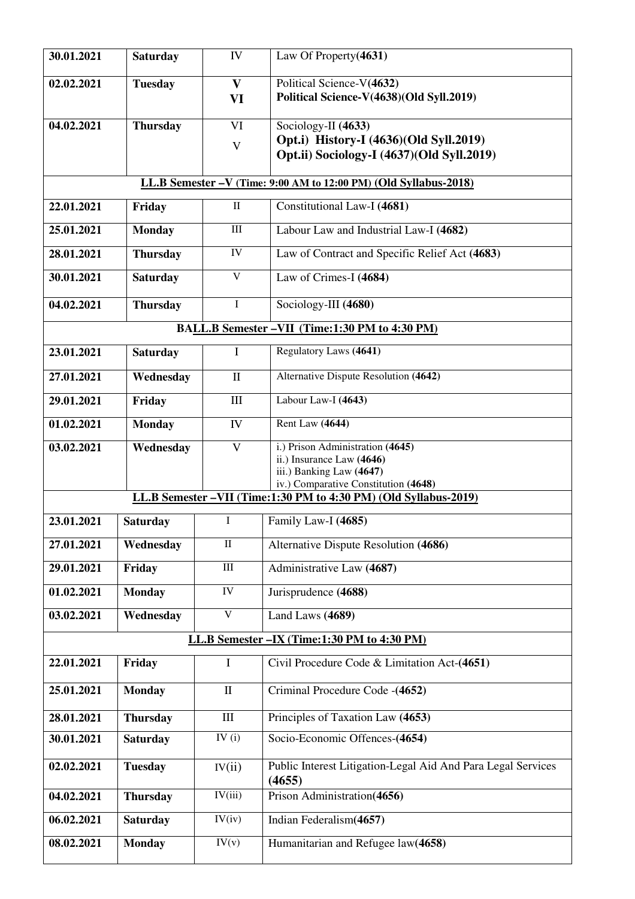| | | | |
|---|---|---|---|
| 30.01.2021 | **Saturday** | IV | Law Of Property**(4631)** |
| **02.02.2021** | **Tuesday** | **V**<br>**VI** | Political Science-V**(4632)**<br>**Political Science-V(4638)(Old Syll.2019)** |
| **04.02.2021** | **Thursday** | VI<br>V | Sociology-II **(4633)**<br>**Opt.i) History-I (4636)(Old Syll.2019)**<br>**Opt.ii) Sociology-I (4637)(Old Syll.2019)** |
| **LL.B Semester –V (Time: 9:00 AM to 12:00 PM) (Old Syllabus-2018)** | | | |
| **22.01.2021** | **Friday** | II | Constitutional Law-I **(4681)** |
| **25.01.2021** | **Monday** | III | Labour Law and Industrial Law-I **(4682)** |
| **28.01.2021** | **Thursday** | IV | Law of Contract and Specific Relief Act **(4683)** |
| **30.01.2021** | **Saturday** | V | Law of Crimes-I **(4684)** |
| **04.02.2021** | **Thursday** | I | Sociology-III **(4680)** |
| **BALL.B Semester –VII (Time:1:30 PM to 4:30 PM)** | | | |
| **23.01.2021** | **Saturday** | I | Regulatory Laws **(4641)** |
| **27.01.2021** | **Wednesday** | II | Alternative Dispute Resolution **(4642)** |
| **29.01.2021** | **Friday** | III | Labour Law-I **(4643)** |
| **01.02.2021** | **Monday** | IV | Rent Law **(4644)** |
| **03.02.2021** | **Wednesday** | V | i.) Prison Administration **(4645)**<br>ii.) Insurance Law **(4646)**<br>iii.) Banking Law **(4647)**<br>iv.) Comparative Constitution **(4648)** |
| **LL.B Semester –VII (Time:1:30 PM to 4:30 PM) (Old Syllabus-2019)** | | | |
| **23.01.2021** | **Saturday** | I | Family Law-I **(4685)** |
| **27.01.2021** | **Wednesday** | II | Alternative Dispute Resolution **(4686)** |
| **29.01.2021** | **Friday** | III | Administrative Law **(4687)** |
| **01.02.2021** | **Monday** | IV | Jurisprudence **(4688)** |
| **03.02.2021** | **Wednesday** | V | Land Laws **(4689)** |
| **LL.B Semester –IX (Time:1:30 PM to 4:30 PM)** | | | |
| **22.01.2021** | **Friday** | I | Civil Procedure Code & Limitation Act-**(4651)** |
| **25.01.2021** | **Monday** | II | Criminal Procedure Code -**(4652)** |
| **28.01.2021** | **Thursday** | III | Principles of Taxation Law **(4653)** |
| **30.01.2021** | **Saturday** | IV (i) | Socio-Economic Offences-**(4654)** |
| **02.02.2021** | **Tuesday** | IV(ii) | Public Interest Litigation-Legal Aid And Para Legal Services **(4655)** |
| **04.02.2021** | **Thursday** | IV(iii) | Prison Administration**(4656)** |
| **06.02.2021** | **Saturday** | IV(iv) | Indian Federalism**(4657)** |
| **08.02.2021** | **Monday** | IV(v) | Humanitarian and Refugee law**(4658)** |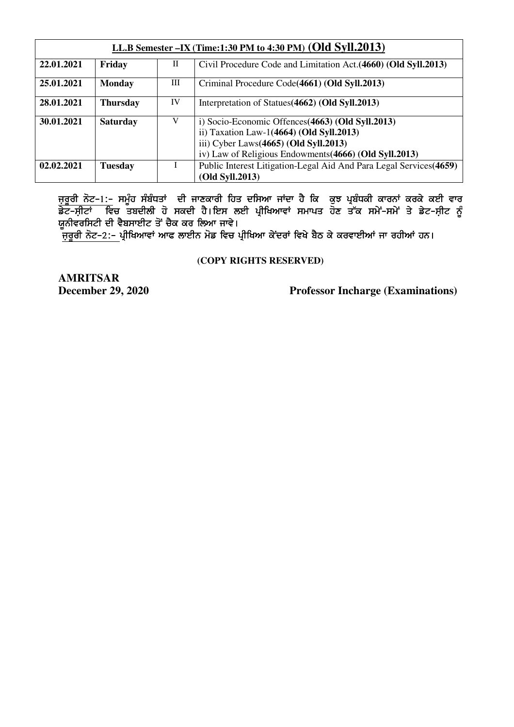| LL.B Semester –IX (Time:1:30 PM to 4:30 PM) **(Old Syll.2013)** | | | |
|---|---|---|---|
| **22.01.2021** | **Friday** | II | Civil Procedure Code and Limitation Act.**(4660) (Old Syll.2013)** |
| **25.01.2021** | **Monday** | III | Criminal Procedure Code**(4661) (Old Syll.2013)** |
| **28.01.2021** | **Thursday** | IV | Interpretation of Statues**(4662) (Old Syll.2013)** |
| **30.01.2021** | **Saturday** | V | i) Socio-Economic Offences**(4663) (Old Syll.2013)**<br>ii) Taxation Law-1**(4664) (Old Syll.2013)**<br>iii) Cyber Laws**(4665) (Old Syll.2013)**<br>iv) Law of Religious Endowments**(4666) (Old Syll.2013)** |
| **02.02.2021** | **Tuesday** | I | Public Interest Litigation-Legal Aid And Para Legal Services**(4659) (Old Syll.2013)** |

ਜ਼ਰੂਰੀ ਨੋਟ-1:- ਸਮੂੰਹ ਸੰਬੰਧਤਾਂ ਦੀ ਜਾਣਕਾਰੀ ਹਿਤ ਦਸਿਆ ਜਾਂਦਾ ਹੈ ਕਿ ਕੁਝ ਪ੍ਰਬੰਧਕੀ ਕਾਰਨਾਂ ਕਰਕੇ ਕਈ ਵਾਰ ਡੇਟ-ਸ਼ੀਟਾਂ ਵਿਚ ਤਬਦੀਲੀ ਹੋ ਸਕਦੀ ਹੈ।ਇਸ ਲਈ ਪ੍ਰੀਖਿਆਵਾਂ ਸਮਾਪਤ ਹੋਣ ਤੱਕ ਸਮੇਂ-ਸਮੇਂ ਤੇ ਡੇਟ-ਸ਼ੀਟ ਨੂੰ ਯੂਨੀਵਰਸਿਟੀ ਦੀ ਵੈਬਸਾਈਟ ਤੋਂ ਚੈਕ ਕਰ ਲਿਆ ਜਾਵੇ।

ਜ਼ਰੂਰੀ ਨੋਟ-2:- ਪ੍ਰੀਖਿਆਵਾਂ ਆਫ ਲਾਈਨ ਮੋਡ ਵਿਚ ਪ੍ਰੀਖਿਆ ਕੇਂਦਰਾਂ ਵਿਖੇ ਬੈਠ ਕੇ ਕਰਵਾਈਆਂ ਜਾ ਰਹੀਆਂ ਹਨ।

**(COPY RIGHTS RESERVED)**

**AMRITSAR**
**December 29, 2020** **Professor Incharge (Examinations)**